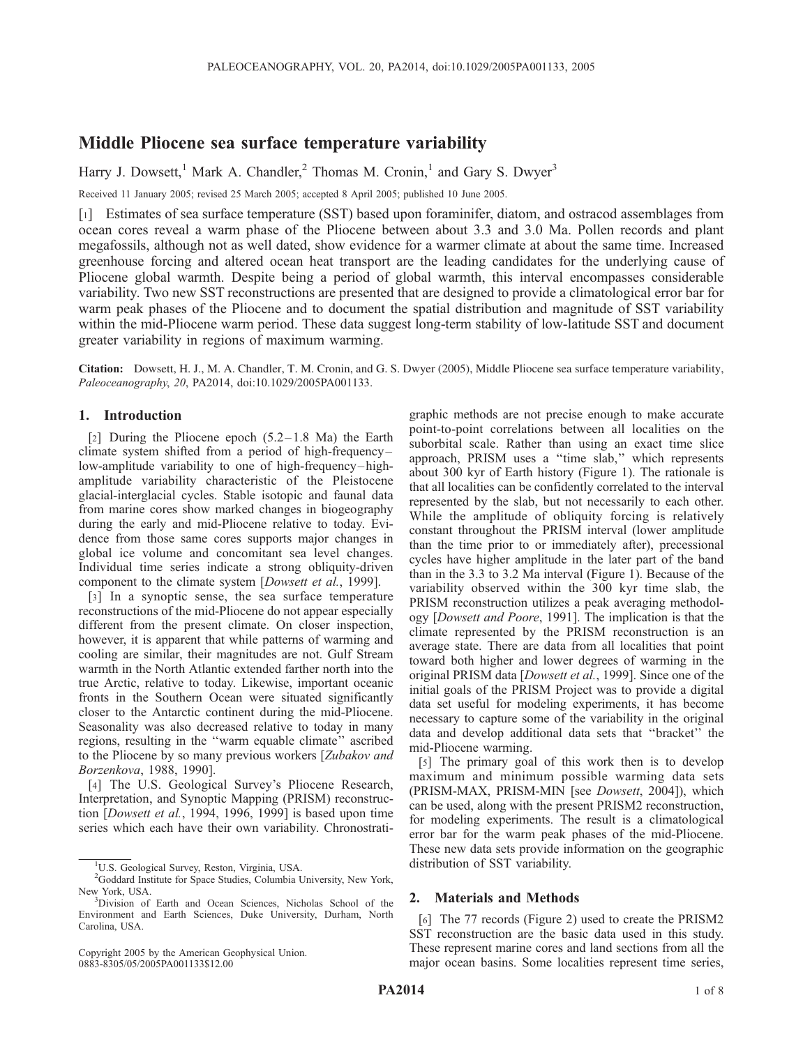# Middle Pliocene sea surface temperature variability

Harry J. Dowsett,[1] Mark A. Chandler,[2] Thomas M. Cronin,[1] and Gary S. Dwyer[3]

Received 11 January 2005; revised 25 March 2005; accepted 8 April 2005; published 10 June 2005.

[1] Estimates of sea surface temperature (SST) based upon foraminifer, diatom, and ostracod assemblages from ocean cores reveal a warm phase of the Pliocene between about 3.3 and 3.0 Ma. Pollen records and plant megafossils, although not as well dated, show evidence for a warmer climate at about the same time. Increased greenhouse forcing and altered ocean heat transport are the leading candidates for the underlying cause of Pliocene global warmth. Despite being a period of global warmth, this interval encompasses considerable variability. Two new SST reconstructions are presented that are designed to provide a climatological error bar for warm peak phases of the Pliocene and to document the spatial distribution and magnitude of SST variability within the mid-Pliocene warm period. These data suggest long-term stability of low-latitude SST and document greater variability in regions of maximum warming.

**Citation:** Dowsett, H. J., M. A. Chandler, T. M. Cronin, and G. S. Dwyer (2005), Middle Pliocene sea surface temperature variability, *Paleoceanography*, *20*, PA2014, doi:10.1029/2005PA001133.

## 1. Introduction

[2] During the Pliocene epoch (5.2–1.8 Ma) the Earth climate system shifted from a period of high-frequency–low-amplitude variability to one of high-frequency–high-amplitude variability characteristic of the Pleistocene glacial-interglacial cycles. Stable isotopic and faunal data from marine cores show marked changes in biogeography during the early and mid-Pliocene relative to today. Evidence from those same cores supports major changes in global ice volume and concomitant sea level changes. Individual time series indicate a strong obliquity-driven component to the climate system [*Dowsett et al.*, 1999].

[3] In a synoptic sense, the sea surface temperature reconstructions of the mid-Pliocene do not appear especially different from the present climate. On closer inspection, however, it is apparent that while patterns of warming and cooling are similar, their magnitudes are not. Gulf Stream warmth in the North Atlantic extended farther north into the true Arctic, relative to today. Likewise, important oceanic fronts in the Southern Ocean were situated significantly closer to the Antarctic continent during the mid-Pliocene. Seasonality was also decreased relative to today in many regions, resulting in the "warm equable climate" ascribed to the Pliocene by so many previous workers [*Zubakov and Borzenkova*, 1988, 1990].

[4] The U.S. Geological Survey's Pliocene Research, Interpretation, and Synoptic Mapping (PRISM) reconstruction [*Dowsett et al.*, 1994, 1996, 1999] is based upon time series which each have their own variability. Chronostratigraphic methods are not precise enough to make accurate point-to-point correlations between all localities on the suborbital scale. Rather than using an exact time slice approach, PRISM uses a "time slab," which represents about 300 kyr of Earth history (Figure 1). The rationale is that all localities can be confidently correlated to the interval represented by the slab, but not necessarily to each other. While the amplitude of obliquity forcing is relatively constant throughout the PRISM interval (lower amplitude than the time prior to or immediately after), precessional cycles have higher amplitude in the later part of the band than in the 3.3 to 3.2 Ma interval (Figure 1). Because of the variability observed within the 300 kyr time slab, the PRISM reconstruction utilizes a peak averaging methodology [*Dowsett and Poore*, 1991]. The implication is that the climate represented by the PRISM reconstruction is an average state. There are data from all localities that point toward both higher and lower degrees of warming in the original PRISM data [*Dowsett et al.*, 1999]. Since one of the initial goals of the PRISM Project was to provide a digital data set useful for modeling experiments, it has become necessary to capture some of the variability in the original data and develop additional data sets that "bracket" the mid-Pliocene warming.

[5] The primary goal of this work then is to develop maximum and minimum possible warming data sets (PRISM-MAX, PRISM-MIN [see *Dowsett*, 2004]), which can be used, along with the present PRISM2 reconstruction, for modeling experiments. The result is a climatological error bar for the warm peak phases of the mid-Pliocene. These new data sets provide information on the geographic distribution of SST variability.

## 2. Materials and Methods

[6] The 77 records (Figure 2) used to create the PRISM2 SST reconstruction are the basic data used in this study. These represent marine cores and land sections from all the major ocean basins. Some localities represent time series,

[1] U.S. Geological Survey, Reston, Virginia, USA.

[2] Goddard Institute for Space Studies, Columbia University, New York, New York, USA.

[3] Division of Earth and Ocean Sciences, Nicholas School of the Environment and Earth Sciences, Duke University, Durham, North Carolina, USA.

Copyright 2005 by the American Geophysical Union.
0883-8305/05/2005PA001133$12.00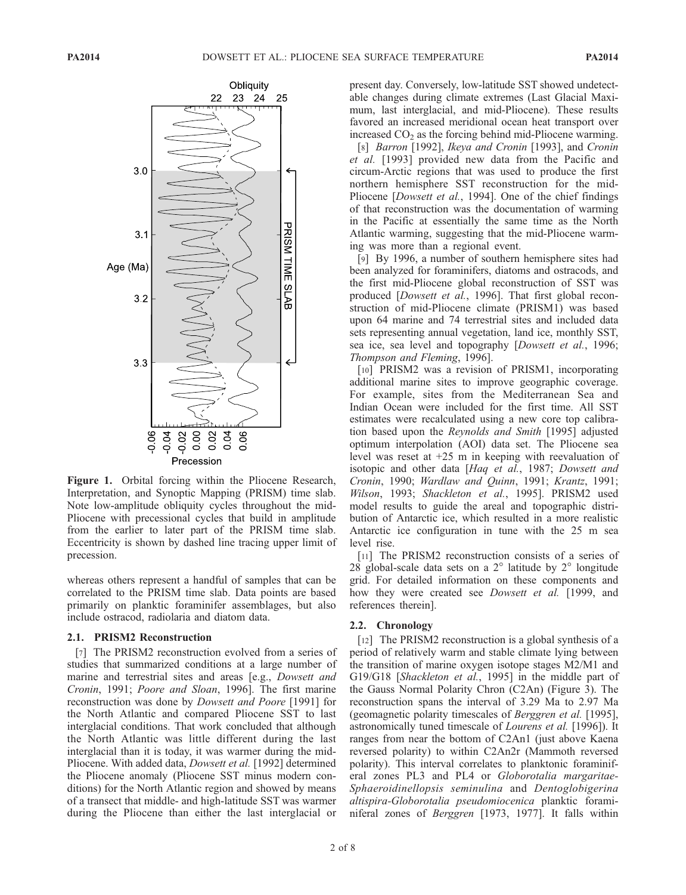Figure 1. Orbital forcing within the Pliocene Research, Interpretation, and Synoptic Mapping (PRISM) time slab. Note low-amplitude obliquity cycles throughout the mid-Pliocene with precessional cycles that build in amplitude from the earlier to later part of the PRISM time slab. Eccentricity is shown by dashed line tracing upper limit of precession.

whereas others represent a handful of samples that can be correlated to the PRISM time slab. Data points are based primarily on planktic foraminifer assemblages, but also include ostracod, radiolaria and diatom data.

### 2.1. PRISM2 Reconstruction

[7] The PRISM2 reconstruction evolved from a series of studies that summarized conditions at a large number of marine and terrestrial sites and areas [e.g., *Dowsett and Cronin*, 1991; *Poore and Sloan*, 1996]. The first marine reconstruction was done by *Dowsett and Poore* [1991] for the North Atlantic and compared Pliocene SST to last interglacial conditions. That work concluded that although the North Atlantic was little different during the last interglacial than it is today, it was warmer during the mid-Pliocene. With added data, *Dowsett et al.* [1992] determined the Pliocene anomaly (Pliocene SST minus modern conditions) for the North Atlantic region and showed by means of a transect that middle- and high-latitude SST was warmer during the Pliocene than either the last interglacial or present day. Conversely, low-latitude SST showed undetectable changes during climate extremes (Last Glacial Maximum, last interglacial, and mid-Pliocene). These results favored an increased meridional ocean heat transport over increased $CO_2$ as the forcing behind mid-Pliocene warming.

[8] *Barron* [1992], *Ikeya and Cronin* [1993], and *Cronin et al.* [1993] provided new data from the Pacific and circum-Arctic regions that was used to produce the first northern hemisphere SST reconstruction for the mid-Pliocene [*Dowsett et al.*, 1994]. One of the chief findings of that reconstruction was the documentation of warming in the Pacific at essentially the same time as the North Atlantic warming, suggesting that the mid-Pliocene warming was more than a regional event.

[9] By 1996, a number of southern hemisphere sites had been analyzed for foraminifers, diatoms and ostracods, and the first mid-Pliocene global reconstruction of SST was produced [*Dowsett et al.*, 1996]. That first global reconstruction of mid-Pliocene climate (PRISM1) was based upon 64 marine and 74 terrestrial sites and included data sets representing annual vegetation, land ice, monthly SST, sea ice, sea level and topography [*Dowsett et al.*, 1996; *Thompson and Fleming*, 1996].

[10] PRISM2 was a revision of PRISM1, incorporating additional marine sites to improve geographic coverage. For example, sites from the Mediterranean Sea and Indian Ocean were included for the first time. All SST estimates were recalculated using a new core top calibration based upon the *Reynolds and Smith* [1995] adjusted optimum interpolation (AOI) data set. The Pliocene sea level was reset at +25 m in keeping with reevaluation of isotopic and other data [*Haq et al.*, 1987; *Dowsett and Cronin*, 1990; *Wardlaw and Quinn*, 1991; *Krantz*, 1991; *Wilson*, 1993; *Shackleton et al.*, 1995]. PRISM2 used model results to guide the areal and topographic distribution of Antarctic ice, which resulted in a more realistic Antarctic ice configuration in tune with the 25 m sea level rise.

[11] The PRISM2 reconstruction consists of a series of 28 global-scale data sets on a 2° latitude by 2° longitude grid. For detailed information on these components and how they were created see *Dowsett et al.* [1999, and references therein].

### 2.2. Chronology

[12] The PRISM2 reconstruction is a global synthesis of a period of relatively warm and stable climate lying between the transition of marine oxygen isotope stages M2/M1 and G19/G18 [*Shackleton et al.*, 1995] in the middle part of the Gauss Normal Polarity Chron (C2An) (Figure 3). The reconstruction spans the interval of 3.29 Ma to 2.97 Ma (geomagnetic polarity timescales of *Berggren et al.* [1995], astronomically tuned timescale of *Lourens et al.* [1996]). It ranges from near the bottom of C2An1 (just above Kaena reversed polarity) to within C2An2r (Mammoth reversed polarity). This interval correlates to planktonic foraminiferal zones PL3 and PL4 or *Globorotalia margaritae-Sphaeroidinellopsis seminulina* and *Dentoglobigerina altispira-Globorotalia pseudomiocenica* planktic foraminiferal zones of *Berggren* [1973, 1977]. It falls within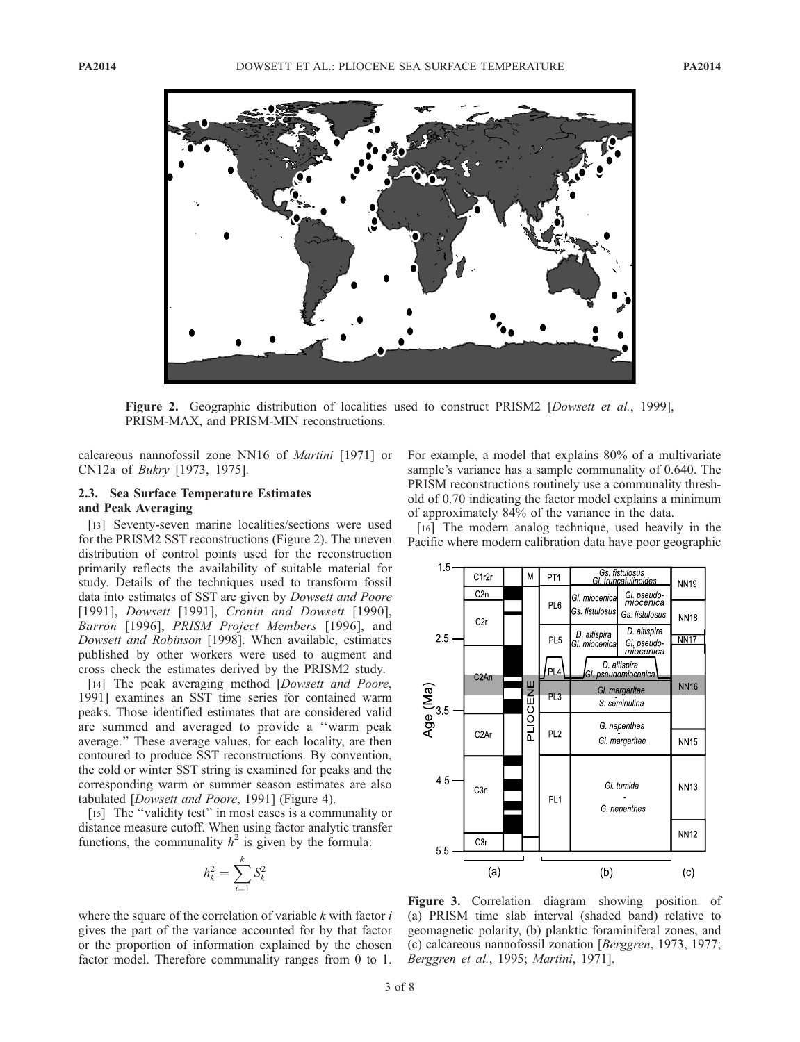Figure 2. Geographic distribution of localities used to construct PRISM2 [*Dowsett et al.*, 1999], PRISM-MAX, and PRISM-MIN reconstructions.

calcareous nannofossil zone NN16 of *Martini* [1971] or CN12a of *Bukry* [1973, 1975].

### 2.3. Sea Surface Temperature Estimates and Peak Averaging

[13] Seventy-seven marine localities/sections were used for the PRISM2 SST reconstructions (Figure 2). The uneven distribution of control points used for the reconstruction primarily reflects the availability of suitable material for study. Details of the techniques used to transform fossil data into estimates of SST are given by *Dowsett and Poore* [1991], *Dowsett* [1991], *Cronin and Dowsett* [1990], *Barron* [1996], *PRISM Project Members* [1996], and *Dowsett and Robinson* [1998]. When available, estimates published by other workers were used to augment and cross check the estimates derived by the PRISM2 study.

[14] The peak averaging method [*Dowsett and Poore*, 1991] examines an SST time series for contained warm peaks. Those identified estimates that are considered valid are summed and averaged to provide a ''warm peak average.'' These average values, for each locality, are then contoured to produce SST reconstructions. By convention, the cold or winter SST string is examined for peaks and the corresponding warm or summer season estimates are also tabulated [*Dowsett and Poore*, 1991] (Figure 4).

[15] The ''validity test'' in most cases is a communality or distance measure cutoff. When using factor analytic transfer functions, the communality $h^2$ is given by the formula:

$$h_k^2 = \sum_{i=1}^{k} S_k^2$$

where the square of the correlation of variable $k$ with factor $i$ gives the part of the variance accounted for by that factor or the proportion of information explained by the chosen factor model. Therefore communality ranges from 0 to 1. For example, a model that explains 80% of a multivariate sample's variance has a sample communality of 0.640. The PRISM reconstructions routinely use a communality threshold of 0.70 indicating the factor model explains a minimum of approximately 84% of the variance in the data.

[16] The modern analog technique, used heavily in the Pacific where modern calibration data have poor geographic

Figure 3. Correlation diagram showing position of (a) PRISM time slab interval (shaded band) relative to geomagnetic polarity, (b) planktic foraminiferal zones, and (c) calcareous nannofossil zonation [*Berggren*, 1973, 1977; *Berggren et al.*, 1995; *Martini*, 1971].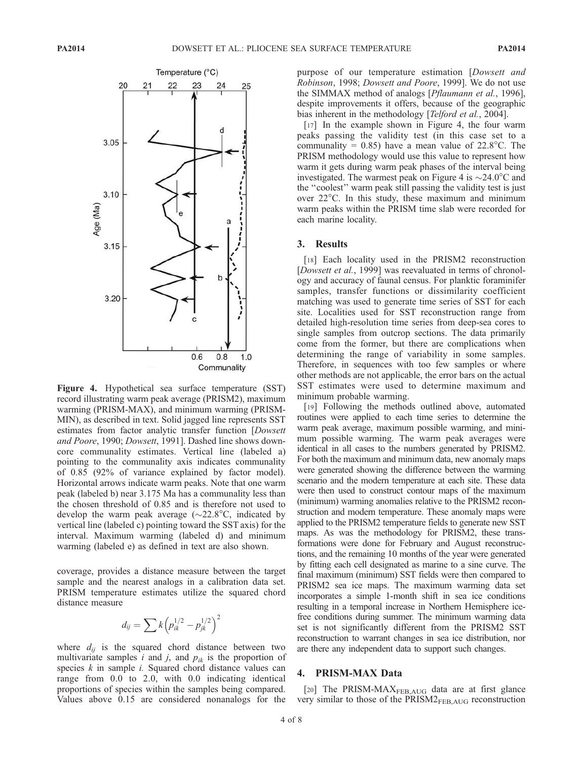Figure 4. Hypothetical sea surface temperature (SST) record illustrating warm peak average (PRISM2), maximum warming (PRISM-MAX), and minimum warming (PRISM-MIN), as described in text. Solid jagged line represents SST estimates from factor analytic transfer function [*Dowsett and Poore*, 1990; *Dowsett*, 1991]. Dashed line shows downcore communality estimates. Vertical line (labeled a) pointing to the communality axis indicates communality of 0.85 (92% of variance explained by factor model). Horizontal arrows indicate warm peaks. Note that one warm peak (labeled b) near 3.175 Ma has a communality less than the chosen threshold of 0.85 and is therefore not used to develop the warm peak average (~22.8°C, indicated by vertical line (labeled c) pointing toward the SST axis) for the interval. Maximum warming (labeled d) and minimum warming (labeled e) as defined in text are also shown.

coverage, provides a distance measure between the target sample and the nearest analogs in a calibration data set. PRISM temperature estimates utilize the squared chord distance measure

$$d_{ij} = \sum k\left(p_{ik}^{1/2} - p_{jk}^{1/2}\right)^2$$

where $d_{ij}$ is the squared chord distance between two multivariate samples $i$ and $j$, and $p_{ik}$ is the proportion of species $k$ in sample $i$. Squared chord distance values can range from 0.0 to 2.0, with 0.0 indicating identical proportions of species within the samples being compared. Values above 0.15 are considered nonanalogs for the purpose of our temperature estimation [*Dowsett and Robinson*, 1998; *Dowsett and Poore*, 1999]. We do not use the SIMMAX method of analogs [*Pflaumann et al.*, 1996], despite improvements it offers, because of the geographic bias inherent in the methodology [*Telford et al.*, 2004].

[17] In the example shown in Figure 4, the four warm peaks passing the validity test (in this case set to a communality = 0.85) have a mean value of 22.8°C. The PRISM methodology would use this value to represent how warm it gets during warm peak phases of the interval being investigated. The warmest peak on Figure 4 is ~24.0°C and the "coolest" warm peak still passing the validity test is just over 22°C. In this study, these maximum and minimum warm peaks within the PRISM time slab were recorded for each marine locality.

## 3. Results

[18] Each locality used in the PRISM2 reconstruction [*Dowsett et al.*, 1999] was reevaluated in terms of chronology and accuracy of faunal census. For planktic foraminifer samples, transfer functions or dissimilarity coefficient matching was used to generate time series of SST for each site. Localities used for SST reconstruction range from detailed high-resolution time series from deep-sea cores to single samples from outcrop sections. The data primarily come from the former, but there are complications when determining the range of variability in some samples. Therefore, in sequences with too few samples or where other methods are not applicable, the error bars on the actual SST estimates were used to determine maximum and minimum probable warming.

[19] Following the methods outlined above, automated routines were applied to each time series to determine the warm peak average, maximum possible warming, and minimum possible warming. The warm peak averages were identical in all cases to the numbers generated by PRISM2. For both the maximum and minimum data, new anomaly maps were generated showing the difference between the warming scenario and the modern temperature at each site. These data were then used to construct contour maps of the maximum (minimum) warming anomalies relative to the PRISM2 reconstruction and modern temperature. These anomaly maps were applied to the PRISM2 temperature fields to generate new SST maps. As was the methodology for PRISM2, these transformations were done for February and August reconstructions, and the remaining 10 months of the year were generated by fitting each cell designated as marine to a sine curve. The final maximum (minimum) SST fields were then compared to PRISM2 sea ice maps. The maximum warming data set incorporates a simple 1-month shift in sea ice conditions resulting in a temporal increase in Northern Hemisphere ice-free conditions during summer. The minimum warming data set is not significantly different from the PRISM2 SST reconstruction to warrant changes in sea ice distribution, nor are there any independent data to support such changes.

## 4. PRISM-MAX Data

[20] The PRISM-MAX$_{FEB,AUG}$ data are at first glance very similar to those of the PRISM2$_{FEB,AUG}$ reconstruction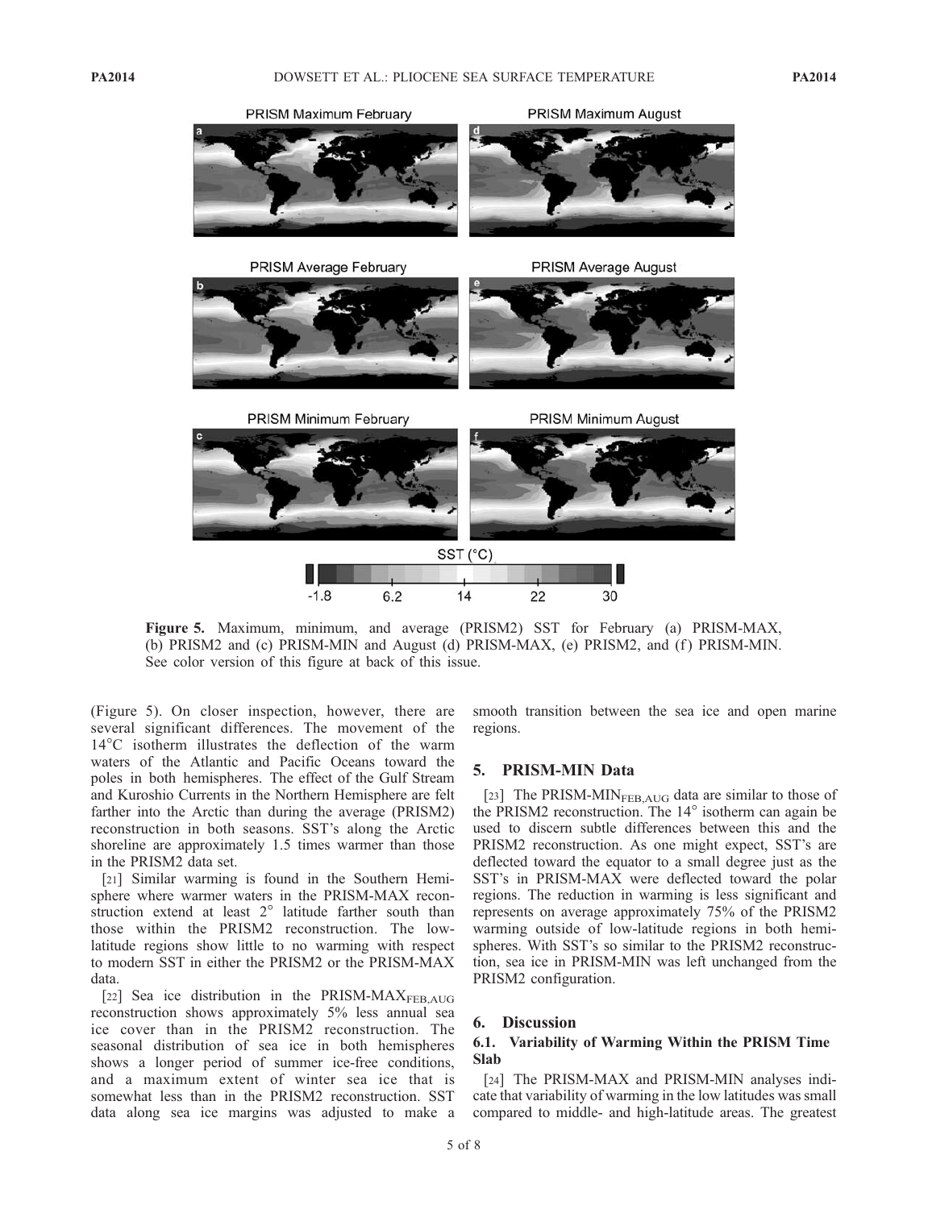Figure 5. Maximum, minimum, and average (PRISM2) SST for February (a) PRISM-MAX, (b) PRISM2 and (c) PRISM-MIN and August (d) PRISM-MAX, (e) PRISM2, and (f) PRISM-MIN. See color version of this figure at back of this issue.

(Figure 5). On closer inspection, however, there are several significant differences. The movement of the 14°C isotherm illustrates the deflection of the warm waters of the Atlantic and Pacific Oceans toward the poles in both hemispheres. The effect of the Gulf Stream and Kuroshio Currents in the Northern Hemisphere are felt farther into the Arctic than during the average (PRISM2) reconstruction in both seasons. SST's along the Arctic shoreline are approximately 1.5 times warmer than those in the PRISM2 data set.

[21] Similar warming is found in the Southern Hemisphere where warmer waters in the PRISM-MAX reconstruction extend at least 2° latitude farther south than those within the PRISM2 reconstruction. The low-latitude regions show little to no warming with respect to modern SST in either the PRISM2 or the PRISM-MAX data.

[22] Sea ice distribution in the PRISM-$MAX_{FEB,AUG}$ reconstruction shows approximately 5% less annual sea ice cover than in the PRISM2 reconstruction. The seasonal distribution of sea ice in both hemispheres shows a longer period of summer ice-free conditions, and a maximum extent of winter sea ice that is somewhat less than in the PRISM2 reconstruction. SST data along sea ice margins was adjusted to make a smooth transition between the sea ice and open marine regions.

## 5. PRISM-MIN Data

[23] The PRISM-$MIN_{FEB,AUG}$ data are similar to those of the PRISM2 reconstruction. The 14° isotherm can again be used to discern subtle differences between this and the PRISM2 reconstruction. As one might expect, SST's are deflected toward the equator to a small degree just as the SST's in PRISM-MAX were deflected toward the polar regions. The reduction in warming is less significant and represents on average approximately 75% of the PRISM2 warming outside of low-latitude regions in both hemispheres. With SST's so similar to the PRISM2 reconstruction, sea ice in PRISM-MIN was left unchanged from the PRISM2 configuration.

## 6. Discussion

### 6.1. Variability of Warming Within the PRISM Time Slab

[24] The PRISM-MAX and PRISM-MIN analyses indicate that variability of warming in the low latitudes was small compared to middle- and high-latitude areas. The greatest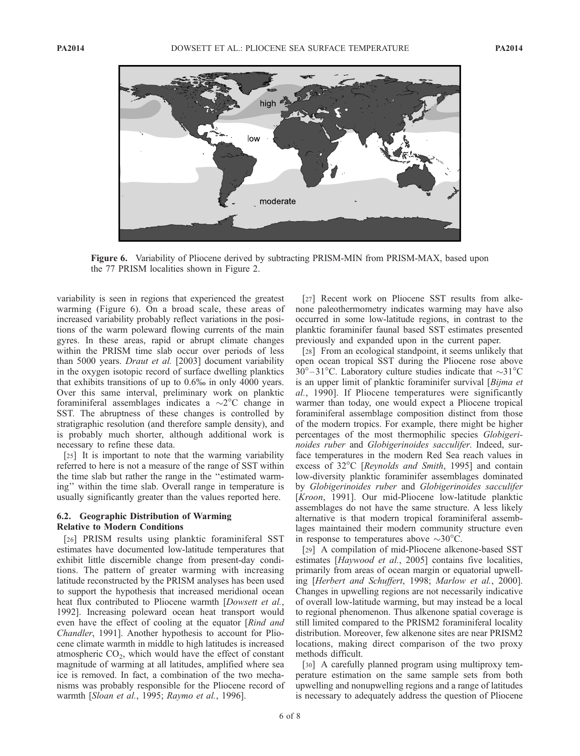**Figure 6.** Variability of Pliocene derived by subtracting PRISM-MIN from PRISM-MAX, based upon the 77 PRISM localities shown in Figure 2.

variability is seen in regions that experienced the greatest warming (Figure 6). On a broad scale, these areas of increased variability probably reflect variations in the positions of the warm poleward flowing currents of the main gyres. In these areas, rapid or abrupt climate changes within the PRISM time slab occur over periods of less than 5000 years. *Draut et al.* [2003] document variability in the oxygen isotopic record of surface dwelling planktics that exhibits transitions of up to 0.6‰ in only 4000 years. Over this same interval, preliminary work on planktic foraminiferal assemblages indicates a ~2°C change in SST. The abruptness of these changes is controlled by stratigraphic resolution (and therefore sample density), and is probably much shorter, although additional work is necessary to refine these data.

[25] It is important to note that the warming variability referred to here is not a measure of the range of SST within the time slab but rather the range in the "estimated warming" within the time slab. Overall range in temperature is usually significantly greater than the values reported here.

### 6.2. Geographic Distribution of Warming Relative to Modern Conditions

[26] PRISM results using planktic foraminiferal SST estimates have documented low-latitude temperatures that exhibit little discernible change from present-day conditions. The pattern of greater warming with increasing latitude reconstructed by the PRISM analyses has been used to support the hypothesis that increased meridional ocean heat flux contributed to Pliocene warmth [*Dowsett et al.*, 1992]. Increasing poleward ocean heat transport would even have the effect of cooling at the equator [*Rind and Chandler*, 1991]. Another hypothesis to account for Pliocene climate warmth in middle to high latitudes is increased atmospheric $CO_2$, which would have the effect of constant magnitude of warming at all latitudes, amplified where sea ice is removed. In fact, a combination of the two mechanisms was probably responsible for the Pliocene record of warmth [*Sloan et al.*, 1995; *Raymo et al.*, 1996].

[27] Recent work on Pliocene SST results from alkenone paleothermometry indicates warming may have also occurred in some low-latitude regions, in contrast to the planktic foraminifer faunal based SST estimates presented previously and expanded upon in the current paper.

[28] From an ecological standpoint, it seems unlikely that open ocean tropical SST during the Pliocene rose above 30°–31°C. Laboratory culture studies indicate that ~31°C is an upper limit of planktic foraminifer survival [*Bijma et al.*, 1990]. If Pliocene temperatures were significantly warmer than today, one would expect a Pliocene tropical foraminiferal assemblage composition distinct from those of the modern tropics. For example, there might be higher percentages of the most thermophilic species *Globigerinoides ruber* and *Globigerinoides sacculifer*. Indeed, surface temperatures in the modern Red Sea reach values in excess of 32°C [*Reynolds and Smith*, 1995] and contain low-diversity planktic foraminifer assemblages dominated by *Globigerinoides ruber* and *Globigerinoides sacculifer* [*Kroon*, 1991]. Our mid-Pliocene low-latitude planktic assemblages do not have the same structure. A less likely alternative is that modern tropical foraminiferal assemblages maintained their modern community structure even in response to temperatures above ~30°C.

[29] A compilation of mid-Pliocene alkenone-based SST estimates [*Haywood et al.*, 2005] contains five localities, primarily from areas of ocean margin or equatorial upwelling [*Herbert and Schuffert*, 1998; *Marlow et al.*, 2000]. Changes in upwelling regions are not necessarily indicative of overall low-latitude warming, but may instead be a local to regional phenomenon. Thus alkenone spatial coverage is still limited compared to the PRISM2 foraminiferal locality distribution. Moreover, few alkenone sites are near PRISM2 locations, making direct comparison of the two proxy methods difficult.

[30] A carefully planned program using multiproxy temperature estimation on the same sample sets from both upwelling and nonupwelling regions and a range of latitudes is necessary to adequately address the question of Pliocene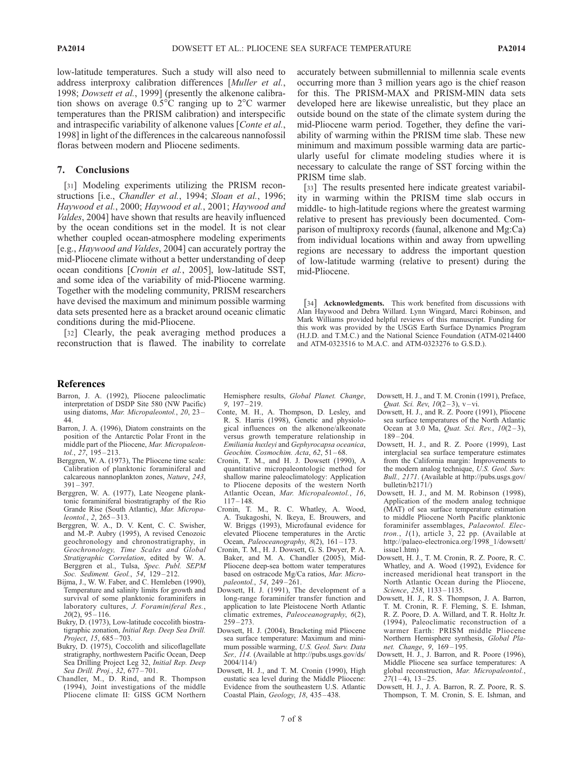low-latitude temperatures. Such a study will also need to address interproxy calibration differences [*Muller et al.*, 1998; *Dowsett et al.*, 1999] (presently the alkenone calibration shows on average 0.5°C ranging up to 2°C warmer temperatures than the PRISM calibration) and interspecific and intraspecific variability of alkenone values [*Conte et al.*, 1998] in light of the differences in the calcareous nannofossil floras between modern and Pliocene sediments.

## 7. Conclusions

[31] Modeling experiments utilizing the PRISM reconstructions [i.e., *Chandler et al.*, 1994; *Sloan et al.*, 1996; *Haywood et al.*, 2000; *Haywood et al.*, 2001; *Haywood and Valdes*, 2004] have shown that results are heavily influenced by the ocean conditions set in the model. It is not clear whether coupled ocean-atmosphere modeling experiments [e.g., *Haywood and Valdes*, 2004] can accurately portray the mid-Pliocene climate without a better understanding of deep ocean conditions [*Cronin et al.*, 2005], low-latitude SST, and some idea of the variability of mid-Pliocene warming. Together with the modeling community, PRISM researchers have devised the maximum and minimum possible warming data sets presented here as a bracket around oceanic climatic conditions during the mid-Pliocene.

[32] Clearly, the peak averaging method produces a reconstruction that is flawed. The inability to correlate accurately between submillennial to millennia scale events occurring more than 3 million years ago is the chief reason for this. The PRISM-MAX and PRISM-MIN data sets developed here are likewise unrealistic, but they place an outside bound on the state of the climate system during the mid-Pliocene warm period. Together, they define the variability of warming within the PRISM time slab. These new minimum and maximum possible warming data are particularly useful for climate modeling studies where it is necessary to calculate the range of SST forcing within the PRISM time slab.

[33] The results presented here indicate greatest variability in warming within the PRISM time slab occurs in middle- to high-latitude regions where the greatest warming relative to present has previously been documented. Comparison of multiproxy records (faunal, alkenone and Mg:Ca) from individual locations within and away from upwelling regions are necessary to address the important question of low-latitude warming (relative to present) during the mid-Pliocene.

[34] **Acknowledgments.** This work benefited from discussions with Alan Haywood and Debra Willard. Lynn Wingard, Marci Robinson, and Mark Williams provided helpful reviews of this manuscript. Funding for this work was provided by the USGS Earth Surface Dynamics Program (H.J.D. and T.M.C.) and the National Science Foundation (ATM-0214400 and ATM-0323516 to M.A.C. and ATM-0323276 to G.S.D.).

## References

Barron, J. A. (1992), Pliocene paleoclimatic interpretation of DSDP Site 580 (NW Pacific) using diatoms, *Mar. Micropaleontol.*, *20*, 23–44.

Barron, J. A. (1996), Diatom constraints on the position of the Antarctic Polar Front in the middle part of the Pliocene, *Mar. Micropaleontol.*, *27*, 195–213.

Berggren, W. A. (1973), The Pliocene time scale: Calibration of planktonic foraminiferal and calcareous nannoplankton zones, *Nature*, *243*, 391–397.

Berggren, W. A. (1977), Late Neogene planktonic foraminiferal biostratigraphy of the Rio Grande Rise (South Atlantic), *Mar. Micropaleontol.*, *2*, 265–313.

Berggren, W. A., D. V. Kent, C. C. Swisher, and M.-P. Aubry (1995), A revised Cenozoic geochronology and chronostratigraphy, in *Geochronology, Time Scales and Global Stratigraphic Correlation*, edited by W. A. Berggren et al., Tulsa, *Spec. Publ. SEPM Soc. Sediment. Geol.*, *54*, 129–212.

Bijma, J., W. W. Faber, and C. Hemleben (1990), Temperature and salinity limits for growth and survival of some planktonic foraminifers in laboratory cultures, *J. Foraminiferal Res.*, *20*(2), 95–116.

Bukry, D. (1973), Low-latitude coccolith biostratigraphic zonation, *Initial Rep. Deep Sea Drill. Project*, *15*, 685–703.

Bukry, D. (1975), Coccolith and silicoflagellate stratigraphy, northwestern Pacific Ocean, Deep Sea Drilling Project Leg 32, *Initial Rep. Deep Sea Drill. Proj.*, *32*, 677–701.

Chandler, M., D. Rind, and R. Thompson (1994), Joint investigations of the middle Pliocene climate II: GISS GCM Northern Hemisphere results, *Global Planet. Change*, *9*, 197–219.

Conte, M. H., A. Thompson, D. Lesley, and R. S. Harris (1998), Genetic and physiological influences on the alkenone/alkeonate versus growth temperature relationship in *Emiliania huxleyi* and *Gephyrocapsa oceanica*, *Geochim. Cosmochim. Acta*, *62*, 51–68.

Cronin, T. M., and H. J. Dowsett (1990), A quantitative micropaleontologic method for shallow marine paleoclimatology: Application to Pliocene deposits of the western North Atlantic Ocean, *Mar. Micropaleontol.*, *16*, 117–148.

Cronin, T. M., R. C. Whatley, A. Wood, A. Tsukagoshi, N. Ikeya, E. Brouwers, and W. Briggs (1993), Microfaunal evidence for elevated Pliocene temperatures in the Arctic Ocean, *Paleoceanography*, *8*(2), 161–173.

Cronin, T. M., H. J. Dowsett, G. S. Dwyer, P. A. Baker, and M. A. Chandler (2005), Mid-Pliocene deep-sea bottom water temperatures based on ostracode Mg/Ca ratios, *Mar. Micropaleontol.*, *54*, 249–261.

Dowsett, H. J. (1991), The development of a long-range foraminifer transfer function and application to late Pleistocene North Atlantic climatic extremes, *Paleoceanography*, *6*(2), 259–273.

Dowsett, H. J. (2004), Bracketing mid Pliocene sea surface temperature: Maximum and minimum possible warming, *U.S. Geol. Surv. Data Ser.*, *114*. (Available at http://pubs.usgs.gov/ds/2004/114/)

Dowsett, H. J., and T. M. Cronin (1990), High eustatic sea level during the Middle Pliocene: Evidence from the southeastern U.S. Atlantic Coastal Plain, *Geology*, *18*, 435–438.

Dowsett, H. J., and T. M. Cronin (1991), Preface, *Quat. Sci. Rev*, *10*(2–3), v–vi.

Dowsett, H. J., and R. Z. Poore (1991), Pliocene sea surface temperatures of the North Atlantic Ocean at 3.0 Ma, *Quat. Sci. Rev.*, *10*(2–3), 189–204.

Dowsett, H. J., and R. Z. Poore (1999), Last interglacial sea surface temperature estimates from the California margin: Improvements to the modern analog technique, *U.S. Geol. Surv. Bull., 2171*. (Available at http://pubs.usgs.gov/bulletin/b2171/)

Dowsett, H. J., and M. M. Robinson (1998), Application of the modern analog technique (MAT) of sea surface temperature estimation to middle Pliocene North Pacific planktonic foraminifer assemblages, *Palaeontol. Electron.*, *1*(1), article 3, 22 pp. (Available at http://palaeo-electronica.org/1998_1/dowsett/issue1.htm)

Dowsett, H. J., T. M. Cronin, R. Z. Poore, R. C. Whatley, and A. Wood (1992), Evidence for increased meridional heat transport in the North Atlantic Ocean during the Pliocene, *Science*, *258*, 1133–1135.

Dowsett, H. J., R. S. Thompson, J. A. Barron, T. M. Cronin, R. F. Fleming, S. E. Ishman, R. Z. Poore, D. A. Willard, and T. R. Holtz Jr. (1994), Paleoclimatic reconstruction of a warmer Earth: PRISM middle Pliocene Northern Hemisphere synthesis, *Global Planet. Change*, *9*, 169–195.

Dowsett, H. J., J. Barron, and R. Poore (1996), Middle Pliocene sea surface temperatures: A global reconstruction, *Mar. Micropaleontol.*, *27*(1–4), 13–25.

Dowsett, H. J., J. A. Barron, R. Z. Poore, R. S. Thompson, T. M. Cronin, S. E. Ishman, and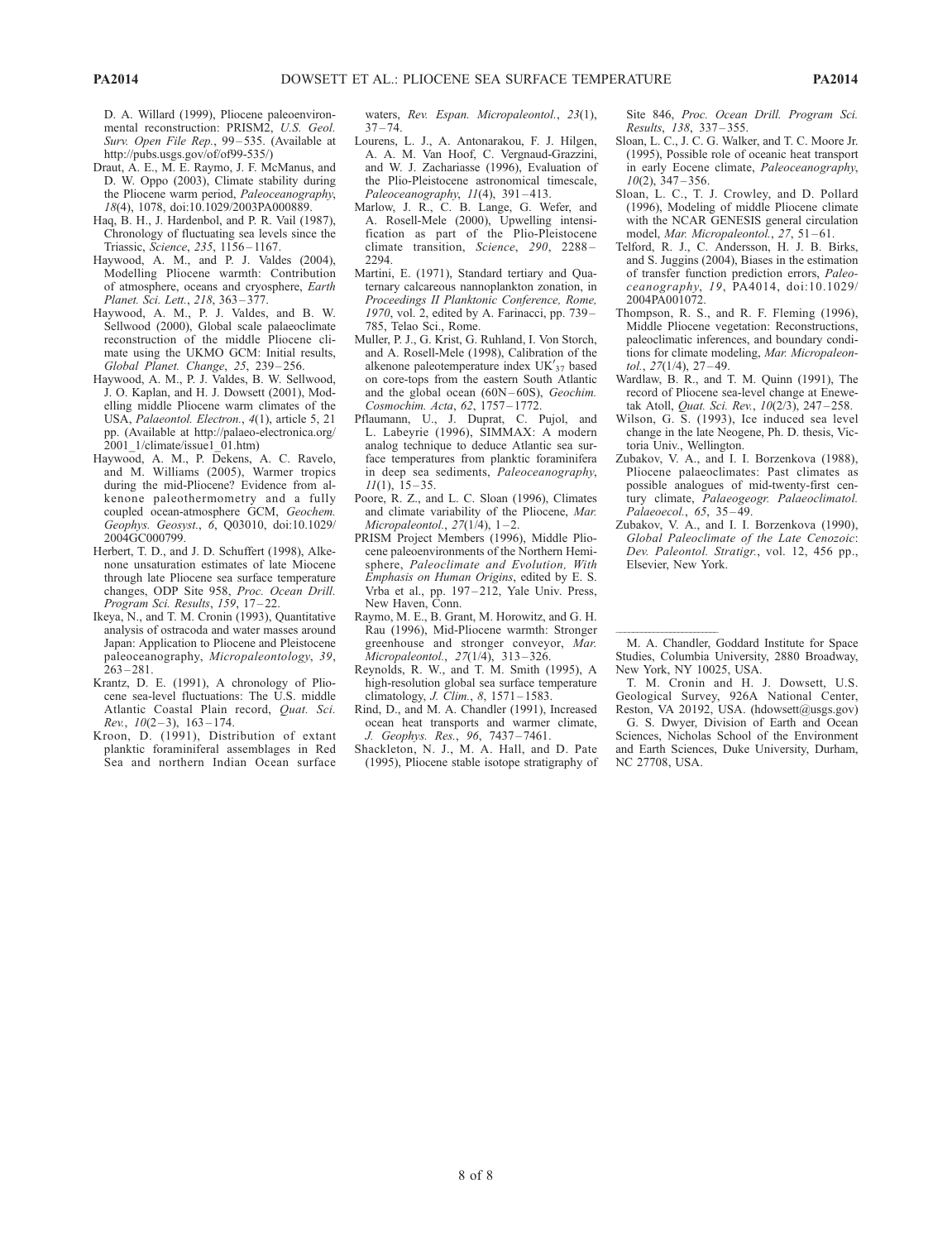D. A. Willard (1999), Pliocene paleoenvironmental reconstruction: PRISM2, *U.S. Geol. Surv. Open File Rep.*, 99–535. (Available at http://pubs.usgs.gov/of/of99-535/)

Draut, A. E., M. E. Raymo, J. F. McManus, and D. W. Oppo (2003), Climate stability during the Pliocene warm period, *Paleoceanography*, *18*(4), 1078, doi:10.1029/2003PA000889.

Haq, B. H., J. Hardenbol, and P. R. Vail (1987), Chronology of fluctuating sea levels since the Triassic, *Science*, *235*, 1156–1167.

Haywood, A. M., and P. J. Valdes (2004), Modelling Pliocene warmth: Contribution of atmosphere, oceans and cryosphere, *Earth Planet. Sci. Lett.*, *218*, 363–377.

Haywood, A. M., P. J. Valdes, and B. W. Sellwood (2000), Global scale palaeoclimate reconstruction of the middle Pliocene climate using the UKMO GCM: Initial results, *Global Planet. Change*, *25*, 239–256.

Haywood, A. M., P. J. Valdes, B. W. Sellwood, J. O. Kaplan, and H. J. Dowsett (2001), Modelling middle Pliocene warm climates of the USA, *Palaeontol. Electron.*, *4*(1), article 5, 21 pp. (Available at http://palaeo-electronica.org/2001_1/climate/issue1_01.htm)

Haywood, A. M., P. Dekens, A. C. Ravelo, and M. Williams (2005), Warmer tropics during the mid-Pliocene? Evidence from alkenone paleothermometry and a fully coupled ocean-atmosphere GCM, *Geochem. Geophys. Geosyst.*, *6*, Q03010, doi:10.1029/2004GC000799.

Herbert, T. D., and J. D. Schuffert (1998), Alkenone unsaturation estimates of late Miocene through late Pliocene sea surface temperature changes, ODP Site 958, *Proc. Ocean Drill. Program Sci. Results*, *159*, 17–22.

Ikeya, N., and T. M. Cronin (1993), Quantitative analysis of ostracoda and water masses around Japan: Application to Pliocene and Pleistocene paleoceanography, *Micropaleontology*, *39*, 263–281.

Krantz, D. E. (1991), A chronology of Pliocene sea-level fluctuations: The U.S. middle Atlantic Coastal Plain record, *Quat. Sci. Rev.*, *10*(2–3), 163–174.

Kroon, D. (1991), Distribution of extant planktic foraminiferal assemblages in Red Sea and northern Indian Ocean surface waters, *Rev. Espan. Micropaleontol.*, *23*(1), 37–74.

Lourens, L. J., A. Antonarakou, F. J. Hilgen, A. A. M. Van Hoof, C. Vergnaud-Grazzini, and W. J. Zachariasse (1996), Evaluation of the Plio-Pleistocene astronomical timescale, *Paleoceanography*, *11*(4), 391–413.

Marlow, J. R., C. B. Lange, G. Wefer, and A. Rosell-Mele (2000), Upwelling intensification as part of the Plio-Pleistocene climate transition, *Science*, *290*, 2288–2294.

Martini, E. (1971), Standard tertiary and Quaternary calcareous nannoplankton zonation, in *Proceedings II Planktonic Conference, Rome, 1970*, vol. 2, edited by A. Farinacci, pp. 739–785, Telao Sci., Rome.

Muller, P. J., G. Krist, G. Ruhland, I. Von Storch, and A. Rosell-Mele (1998), Calibration of the alkenone paleotemperature index $UK'_{37}$ based on core-tops from the eastern South Atlantic and the global ocean (60N–60S), *Geochim. Cosmochim. Acta*, *62*, 1757–1772.

Pflaumann, U., J. Duprat, C. Pujol, and L. Labeyrie (1996), SIMMAX: A modern analog technique to deduce Atlantic sea surface temperatures from planktic foraminifera in deep sea sediments, *Paleoceanography*, *11*(1), 15–35.

Poore, R. Z., and L. C. Sloan (1996), Climates and climate variability of the Pliocene, *Mar. Micropaleontol.*, *27*(1/4), 1–2.

PRISM Project Members (1996), Middle Pliocene paleoenvironments of the Northern Hemisphere, *Paleoclimate and Evolution, With Emphasis on Human Origins*, edited by E. S. Vrba et al., pp. 197–212, Yale Univ. Press, New Haven, Conn.

Raymo, M. E., B. Grant, M. Horowitz, and G. H. Rau (1996), Mid-Pliocene warmth: Stronger greenhouse and stronger conveyor, *Mar. Micropaleontol.*, *27*(1/4), 313–326.

Reynolds, R. W., and T. M. Smith (1995), A high-resolution global sea surface temperature climatology, *J. Clim.*, *8*, 1571–1583.

Rind, D., and M. A. Chandler (1991), Increased ocean heat transports and warmer climate, *J. Geophys. Res.*, *96*, 7437–7461.

Shackleton, N. J., M. A. Hall, and D. Pate (1995), Pliocene stable isotope stratigraphy of Site 846, *Proc. Ocean Drill. Program Sci. Results*, *138*, 337–355.

Sloan, L. C., J. C. G. Walker, and T. C. Moore Jr. (1995), Possible role of oceanic heat transport in early Eocene climate, *Paleoceanography*, *10*(2), 347–356.

Sloan, L. C., T. J. Crowley, and D. Pollard (1996), Modeling of middle Pliocene climate with the NCAR GENESIS general circulation model, *Mar. Micropaleontol.*, *27*, 51–61.

Telford, R. J., C. Andersson, H. J. B. Birks, and S. Juggins (2004), Biases in the estimation of transfer function prediction errors, *Paleoceanography*, *19*, PA4014, doi:10.1029/2004PA001072.

Thompson, R. S., and R. F. Fleming (1996), Middle Pliocene vegetation: Reconstructions, paleoclimatic inferences, and boundary conditions for climate modeling, *Mar. Micropaleontol.*, *27*(1/4), 27–49.

Wardlaw, B. R., and T. M. Quinn (1991), The record of Pliocene sea-level change at Enewetak Atoll, *Quat. Sci. Rev.*, *10*(2/3), 247–258.

Wilson, G. S. (1993), Ice induced sea level change in the late Neogene, Ph. D. thesis, Victoria Univ., Wellington.

Zubakov, V. A., and I. I. Borzenkova (1988), Pliocene palaeoclimates: Past climates as possible analogues of mid-twenty-first century climate, *Palaeogeogr. Palaeoclimatol. Palaeoecol.*, *65*, 35–49.

Zubakov, V. A., and I. I. Borzenkova (1990), *Global Paleoclimate of the Late Cenozoic*: *Dev. Paleontol. Stratigr.*, vol. 12, 456 pp., Elsevier, New York.

---

M. A. Chandler, Goddard Institute for Space Studies, Columbia University, 2880 Broadway, New York, NY 10025, USA.

T. M. Cronin and H. J. Dowsett, U.S. Geological Survey, 926A National Center, Reston, VA 20192, USA. (hdowsett@usgs.gov)

G. S. Dwyer, Division of Earth and Ocean Sciences, Nicholas School of the Environment and Earth Sciences, Duke University, Durham, NC 27708, USA.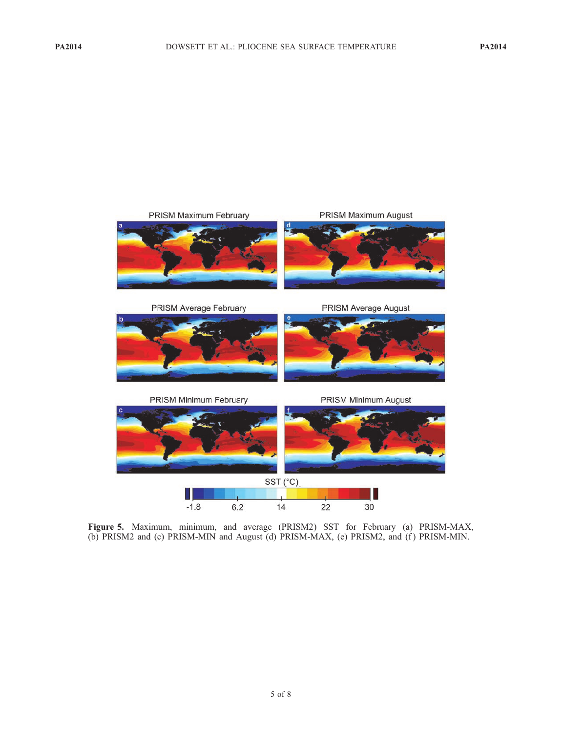PRISM Maximum February

a

PRISM Maximum August

d

PRISM Average February

b

PRISM Average August

e

PRISM Minimum February

c

PRISM Minimum August

f

SST (°C)

-1.8

6.2

14

22

30

**Figure 5.** Maximum, minimum, and average (PRISM2) SST for February (a) PRISM-MAX, (b) PRISM2 and (c) PRISM-MIN and August (d) PRISM-MAX, (e) PRISM2, and (f) PRISM-MIN.